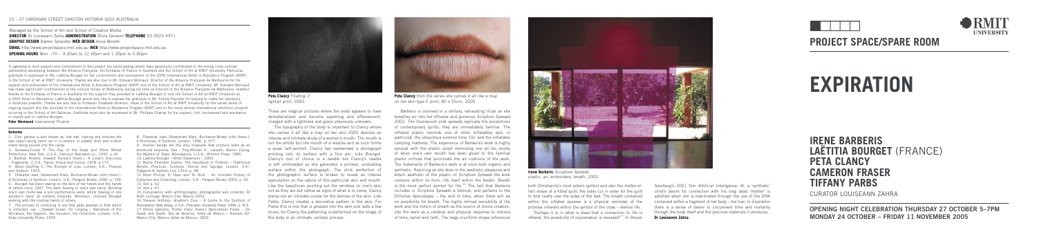23 – 27 CARDIGAN STREET CARLTON VICTORIA 3053 AUSTRALIA

Managed by the School of Art and School of Creative Media
**DIRECTOR** Dr Louiseann Zahra **ADMINISTRATION** Olivia Gleeson **TELEPHONE** 03 9925 4971
**GRAPHIC DESIGN** Darren Sylvester **WEB DESIGN** Anna Morelli
**EMAIL** http://www.projectspace.rmit.edu.au **WEB** http://www.projectspace.rmit.edu.au
**OPENING HOURS** Mon – Fri – 9.30am to 12.30pm and 1.30pm to 5.00pm

In agreeing to lend support and commitment to this project the participating artists have generously contributed to the strong cross-cultural partnership developing between the Alliance Française, the Embassy of France in Australia and the School of Art at RMIT University. Particular gratitude is expressed to Ms. Laëtitia Bourget for her commitment and involvement in the 2005 International Artist in Residence Program (AIRP) in the School of Art at RMIT University. Thanks are also due to Mr. Edouard Mornaud, Director of the Alliance Française de Melbourne for his support and enthusiasm of the International Artist in Residence Program (AIRP) and of the School of Art at RMIT University. Mr. Edouard Mornaud has made significant contributions to the cultural milieu of Melbourne during his time as Director of the Alliance Française de Melbourne. Grateful thanks to the Embassy of France in Australia for the support they provided to Laëtitia Bourget to visit the School of Art at RMIT University as a 2005 Artist in Residence. Laëtitia Bourget would also like to express her gratitude to Mr. Sidney Peyroles for helping to make her residency in Australia possible. Thanks are also due to Professor Elizabeth Grierson, Head of the School of Art at RMIT University for the varied levels of ongoing support she has provided to the International Artist in Residence Program (AIRP) and to the many annual international exhibition projects occurring in the School of Art Galleries. Gratitude must also be expressed to Mr. Philippe Charles for his support, rich involvement and assistance to myself and to Laëtitia Bourget.
**Peter Westwood** International Projects

**Endnotes**

1. Cire- perdue is also known as 'lost wax' casting and involves the wax object being burnt out in a ceramic or plaster shell and molten metal being poured into the cavity.
2. Gonzalez-Crussi F. The Day of the Dead and Other Mortal Reflections. New York, U.S.A.: Harcourt Brace and co., 1993. p.16.
3. Barthes Roland, Howard Richard (trans.). A Lover's Discourse – Fragments. U.S.A.: Farrar, Straus and Giroux, 1978. p.173.
4. Munn Geoffrey C. The Triumph of Love. London, U.K.: Thames and Hudson, 1993.
5. Chevalier Jean, Gheerbrant Alain, Buchanon-Brown John (trans.). A Dictionary of Symbols. London, U.K.: Penguin Books, 1996. p. 195.
6. Bourget has been sewing on the skin of her hands and the hands of others since 1997. The work *Sewing in one's own hand; Building one's own home* was a solo performance work, whilst *Sewing in one another's hand*, at Instants Chavirés, Montreuil, involved Bourget working with the trailing hands of others.
7. The process of collecting is one that adds gravitas to that which is collected: see – Stewart Susan. On Longing – Narratives of the Miniature, the Gigantic, the Souvenir, the Collection. London, U.K.: Duke University Press, 1993.
8. Chevalier Jean, Gheerbrant Alain, Buchanon-Brown John (trans.). A Dictionary of Symbols. London, U.K.: Penguin Books, 1996. p. 977.
9. Human beings are the only creatures that produce tears as an emotional response. See – Frey William H., Langseth, Muriel. Crying, the Mystery of Tears. Minneapolis, U.S.A.: Winston Press, 1985.
10. Laëtitia Bourget – Artist Statement – 2005.
11. Burne Charlotte Sophia. The Handbook of Folklore – Traditional Beliefs, Practices, Customs, Stories and Sayings. London, U.K.: Sidgwick & Jackson Ltd. 1914. p. 48.
12. Blom Philipp To Have and To Hold – An Intimate History of Collectors and Collecting. London, U.K.: Penguin Books, 2003. p. 62.
13. ibid p. 62.
14. ibid p. 67.
15. Conversation with anthropologist, photographer and collector, Dr Ruth Lechuga, Mexico City, Mexico 2002.
16. Stevens Anthony, Ariadne's Clue – A Guide to the Symbols of Humankind. New Jersey, U.S.A.: Princeton University Press, 1999. p. 415.
17. Dimos Gabriela, Potter Harry (trans.). Agricultural Fiesta – On Seeds and Death. Dia de Muertos. Artes de México – Número 62. Mexico City, Mexico: Artes de Mexico, 2002.

**Peta Clancy** *Floating 2*
lightjet print, 2005

These are magical pictures where the body appears to have dematerialised and become sparkling and effervescent, charged with a lightness and grace previously unknown.

The topography of the body is important to Clancy whose *she carries it all like a map on her skin* 2005 denotes an intense and intimate study of a woman's mouth. The mouth is not the artist's but the mouth of a relative and as such forms a quasi self-portrait. Clancy has overworked a photograph pricking into the surface with a fine pin. Like Bourget, Clancy's tool of choice is a needle but Clancy's needle is left unthreaded as she generates a pricked, undulating surface within the photograph. The slick perfection of the photographic surface is broken to reveal an intense speculation on the nature of this particular skin and mouth. Like the beautician pointing out the wrinkles on one's skin not as they are but rather as signs of what is to come, Clancy traces out an intimate course for the demise of the skin. Like Parbs, Clancy creates a decorative pattern in the skin. For Parbs this is one that is pressed into the skin and lasts a few hours, for Clancy the patterning is performed on the image of the body in an intimate, solitary process.

**Peta Clancy** from the series *she carries it all like a map on her skin* type C print, 80 x 55cm, 2005

Barberis is involved in a solitary, exhausting ritual as she breathes air into her effusive and generous *Scripture Spreads* 2002. The fluorescent pink spreads replicate the proportions of contemporary quilts; they are immediately familiar. The inflated plastic reminds one of other inflatables and, in particular, the ubiquitous summer time 'lilo' and the inflatable camping mattress. The experience of Barberis's work is highly sensual with the plastic smell reminding one all too vividly of when one's own mouth has been glued to the familiar plastic orifices that punctuate the air cushions of the work. The materiality of Barberis's work is at once both organic and synthetic. Rejoicing as she does in the aesthetic pleasures and kitsch aesthetic of the plastic of *Scripture Spreads* the work contains within its form, life itself within the breath. Breath is the most perfect symbol for life.[16] The text that Barberis includes in *Scripture Spreads* is biblical, and pertains to the Christian Apocalypse – the end of time, when there will be no possibility for breath. The highly refined sensibility of the work and the notion of breath as the source of divine creation, site the work as a cerebral and physical response to notions of time, belief and faith. The large cruciform shape references

**Irene Barberis** *Scripture Spreads*
plastic, air, embroidery, breath, 2002

both Christianity's most potent symbol and also the matter-of-fact shape of a fitted quilt; the sides cut in order for the quilt to fold neatly over the sides of the bed. The breath contained within the inflated squares is a physical reminder of the promise inherent within the symbol of the cross – eternal life.

Perhaps it is in what is dead that a connection to life is offered, the possibility of rejuvenation is revealed?[17] In Steven Spielberg's 2001 film *Artificial Intelligence: AI*, a 'synthetic' child's desire for connection with his long dead 'mother' is satisfied when she is reanimated through the use of the DNA contained within a fragment of her body – her hair. In *Expiration* there is a sense of desire to circumvent time and mortality through the body itself and the precious materials it produces.
**Dr Louiseann Zahra**

RMIT UNIVERSITY

**PROJECT SPACE/SPARE ROOM**

# EXPIRATION

## IRENE BARBERIS
## LAËTITIA BOURGET (FRANCE)
## PETA CLANCY
## CAMERON FRASER
## TIFFANY PARBS

CURATOR LOUISEANN ZAHRA

**OPENING NIGHT CELEBRATION THURSDAY 27 OCTOBER 5–7PM**
**MONDAY 24 OCTOBER – FRIDAY 11 NOVEMBER 2005**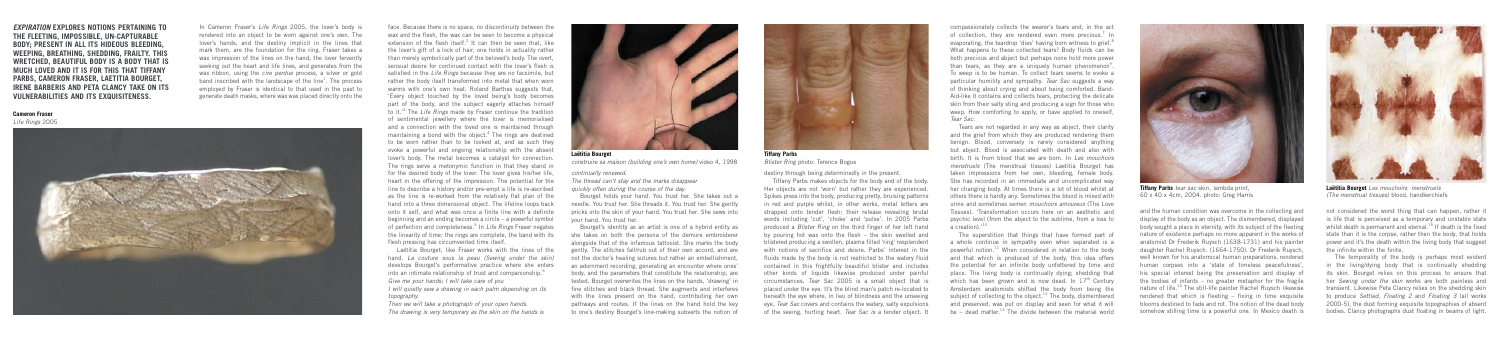**_EXPIRATION_ EXPLORES NOTIONS PERTAINING TO THE FLEETING, IMPOSSIBLE, UN-CAPTURABLE BODY; PRESENT IN ALL ITS HIDEOUS BLEEDING, WEEPING, BREATHING, SHEDDING, FRAILTY. THIS WRETCHED, BEAUTIFUL BODY IS A BODY THAT IS MUCH LOVED AND IT IS FOR THIS THAT TIFFANY PARBS, CAMERON FRASER, LAETITIA BOURGET, IRENE BARBERIS AND PETA CLANCY TAKE ON ITS VULNERABILITIES AND ITS EXQUISITENESS.**

**Cameron Fraser**
*Life Rings* 2005

In Cameron Fraser's *Life Rings* 2005, the lover's body is rendered into an object to be worn against one's own. The lover's hands, and the destiny implicit in the lines that mark them, are the foundation for the ring. Fraser takes a wax impression of the lines on the hand; the lover fervently seeking out the heart and life lines, and generates from the wax ribbon, using the *cire perdue* process, a silver or gold band inscribed with the landscape of the line[1]. The process employed by Fraser is identical to that used in the past to generate death masks, where wax was placed directly onto the face. Because there is no space, no discontinuity between the wax and the flesh, the wax can be seen to become a physical extension of the flesh itself.[2] It can then be seen that, like the lover's gift of a lock of hair, one holds in actuality rather than merely symbolically part of the beloved's body. The overt, sensual desire for continued contact with the lover's flesh is satisfied in the *Life Rings* because they are no facsimile, but rather the body itself transformed into metal that when worn warms with one's own heat. Roland Barthes suggests that, 'Every object touched by the loved being's body becomes part of the body, and the subject eagerly attaches himself to it.'[3] The *Life Rings* made by Fraser continue the tradition of sentimental jewellery where the lover is memorialised and a connection with the loved one is maintained through maintaining a bond with the object.[4] The rings are destined to be worn rather than to be looked at, and as such they evoke a powerful and ongoing relationship with the absent lover's body. The metal becomes a catalyst for connection. The rings serve a metonymic function in that they stand in for the desired body of the lover. The lover gives his/her life, heart in the offering of the impression. The potential for the line to describe a history and/or pre-empt a life is re-ascribed as the line is re-worked from the relatively flat plan of the hand into a three dimensional object. The lifeline loops back onto it self, and what was once a finite line with a definite beginning and an ending becomes a circle – a powerful symbol of perfection and completeness.[5] In *Life Rings* Fraser negates the linearity of time; the rings are complete, the band with its flesh pressing has circumvented time itself.

Laëtitia Bourget, like Fraser works with the lines of the hand. *La couture sous la peau (Sewing under the skin)* develops Bourget's performative practice where she enters into an intimate relationship of trust and companionship.[6]

*Give me your hands; I will take care of you*
*I will quietly sew a drawing in each palm depending on its topography.*
*Then we will take a photograph of your open hands.*
*The drawing is very temporary as the skin on the hands is continually renewed.*
*The thread can't stay and the marks disappear quickly often during the course of the day.*

Bourget holds your hand. You trust her. She takes out a needle. You trust her. She threads it. You trust her. She gently pricks into the skin of your hand. You trust her. She sews into your hand. You trust her.

Bourget's identity as an artist is one of a hybrid entity as she takes on both the persona of the demure embroiderer alongside that of the infamous tattooist. She marks the body gently. The stitches fall/rub out of their own accord, and are not the doctor's healing sutures but rather an embellishment, an adornment recording, generating an encounter where ones' body, and the parameters that constitute the relationship, are tested. Bourget overwrites the lines on the hands, 'drawing' in fine stitches and black thread. She augments and interferes with the lines present on the hand, contributing her own pathways and routes. If the lines on the hand hold the key to one's destiny Bourget's line-making subverts the notion of destiny through being determinedly in the present.

**Laëtitia Bourget**
*construire sa maison (building one's own home)* video 4, 1998

**Tiffany Parbs**
*Blister Ring* photo: Terence Bogue

Tiffany Parbs makes objects for the body and of the body. Her objects are not 'worn' but rather they are experienced. Spikes press into the body, producing pretty, bruising patterns in red and purple whilst, in other works, metal letters are strapped onto tender flesh; their release revealing brutal words including 'cut', 'choke' and 'pulse'. In 2005 Parbs produced a *Blister Ring* on the third finger of her left hand by pouring hot wax onto the flesh – the skin sealed and blistered producing a swollen, plasma filled 'ring' resplendent with notions of sacrifice and desire. Parbs' interest in the fluids made by the body is not restricted to the watery fluid contained in this frightfully beautiful blister and includes other kinds of liquids likewise produced under painful circumstances. *Tear Sac* 2005 is a small object that is placed under the eye. It's the blind man's patch re-located to beneath the eye where, in lieu of blindness and the unseeing eye, *Tear Sac* covers and contains the watery, salty expulsions of the seeing, hurting heart. *Tear Sac* is a tender object. It compassionately collects the wearer's tears and, in the act of collection, they are rendered even more precious.[7] In evaporating, the teardrop 'dies' having born witness to grief.[8] What happens to these collected tears? Body fluids can be both precious and abject but perhaps none hold more power than tears, as they are a uniquely human phenomenon[9]. To weep is to be human. To collect tears seems to evoke a particular humility and sympathy. *Tear Sac* suggests a way of thinking about crying and about being comforted. Band-Aid-like it contains and collects tears, protecting the delicate skin from their salty sting and producing a sign for those who weep. How comforting to apply, or have applied to oneself, *Tear Sac*.

Tears are not regarded in any way as abject, their clarity and the grief from which they are produced rendering them benign. Blood, conversely is rarely considered anything but abject. Blood is associated with death and also with birth. It is from blood that we are born. In *Les mouchoirs menstruels* (The menstrual tissues) Laëtitia Bourget has taken impressions from her own, bleeding, female body. She has recorded in an immediate and uncomplicated way her changing body. At times there is a lot of blood whilst at others there is hardly any. Sometimes the blood is mixed with urine and sometimes semen. *mouchoirs antivoeux* (The Love Tissues). 'Transformation occurs here on an aesthetic and psychic level: from the abject to the sublime, from a loss to a creation'.[10]

The apparition that things that have formed part of a whole continue in sympathy even when separated is a powerful notion.[11] When considered in relation to the body and that which is produced of the body, this idea offers the potential for an infinite body unfettered by time and place. The living body is continually dying; shedding that which has been grown and is now dead. In 17[th] Century Amsterdam anatomists shifted the body from being the subject of collecting to the object.[12] The body, dismembered and preserved, was put on display and seen for what it will be – dead matter.[13] The divide between the material world and the human condition was overcome in the collecting and display of the body as an object. The dismembered, displayed body sought a place in eternity, with its subject of the fleeting nature of existence perhaps no more apparent in the works of anatomist Dr Frederik Ruysch (1638-1731) and his painter daughter Rachel Ruysch (1664-1750). Dr Frederik Ruysch, well known for his anatomical human preparations, rendered human corpses into a 'state of timeless peacefulness', his special interest being the preservation and display of the bodies of infants – no greater metaphor for the fragile nature of life.[14] The still-life painter Rachel Ruysch likewise rendered that which is fleeting – fixing in time exquisite blooms destined to fade and rot. The notion of the dead body somehow stilling time is a powerful one. In Mexico death is not considered the worst thing that can happen, rather it is life that is perceived as a temporary and unstable state whilst death is permanent and eternal.[15] If death is the fixed state than it is the corpse, rather then the body, that holds power and it's the death within the living body that suggest the infinite within the finite.

**Tiffany Parbs** *tear sac* skin, lambda print, 60 x 40 x 4cm, 2004. photo: Greg Harris

**Laëtitia Bourget** *Les mouchoirs menstruels (The menstrual tissues)* blood, handkerchiefs

The temporality of the body is perhaps most evident in the living/dying body that is continually shedding its skin. Bourget relies on this process to ensure that her *Sewing under the skin* works are both painless and transient. Likewise Peta Clancy relies on the shedding skin to produce *Settled, Floating 2* and *Floating 3* (all works 2000-5), the dust forming exquisite topographies of absent bodies. Clancy photographs dust floating in beams of light.